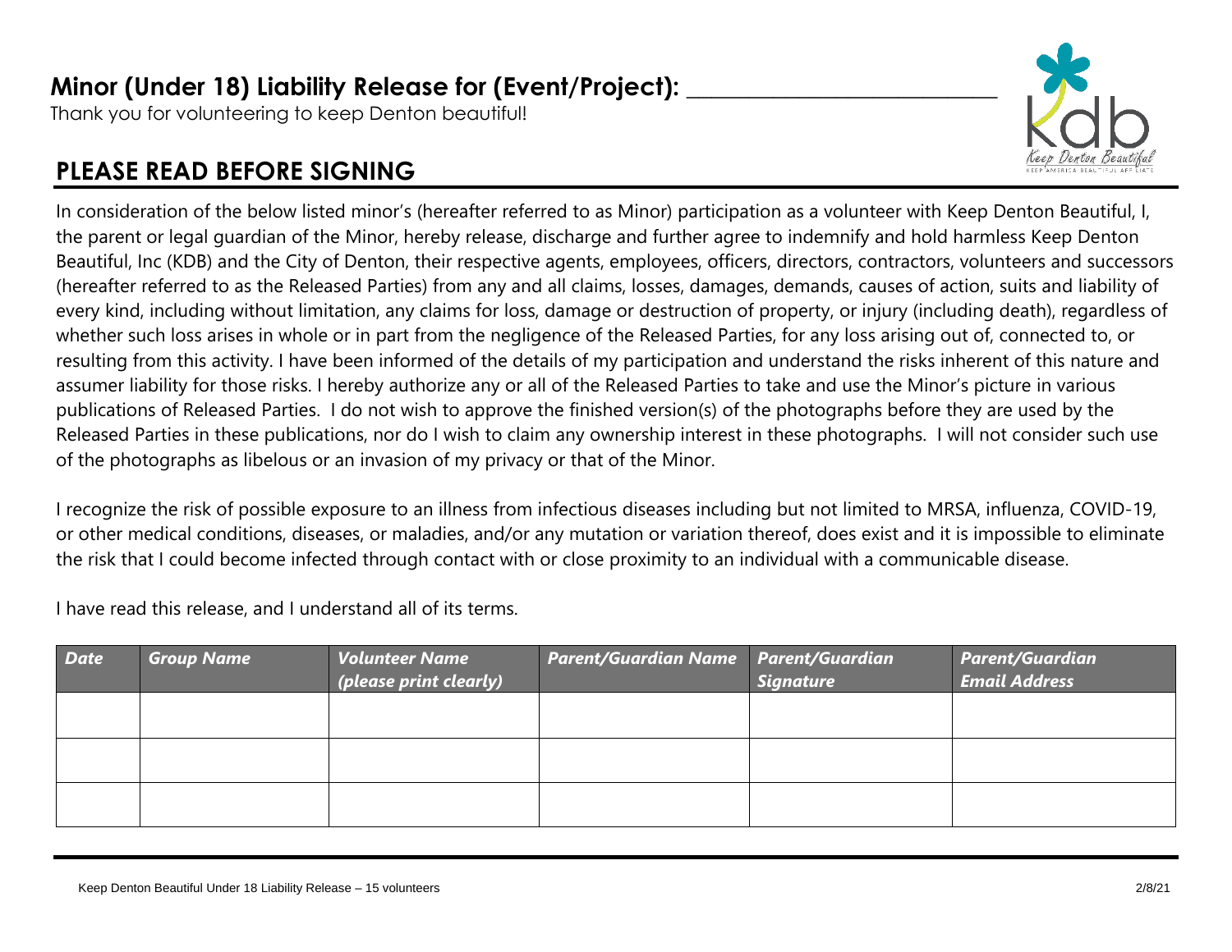# Minor (Under 18) Liability Release for (Event/Project): ___________________________

Thank you for volunteering to keep Denton beautiful!

## PLEASE READ BEFORE SIGNING

In consideration of the below listed minor's (hereafter referred to as Minor) participation as a volunteer with Keep Denton Beautiful, I, the parent or legal guardian of the Minor, hereby release, discharge and further agree to indemnify and hold harmless Keep Denton Beautiful, Inc (KDB) and the City of Denton, their respective agents, employees, officers, directors, contractors, volunteers and successors (hereafter referred to as the Released Parties) from any and all claims, losses, damages, demands, causes of action, suits and liability of every kind, including without limitation, any claims for loss, damage or destruction of property, or injury (including death), regardless of whether such loss arises in whole or in part from the negligence of the Released Parties, for any loss arising out of, connected to, or resulting from this activity. I have been informed of the details of my participation and understand the risks inherent of this nature and assumer liability for those risks. I hereby authorize any or all of the Released Parties to take and use the Minor's picture in various publications of Released Parties. I do not wish to approve the finished version(s) of the photographs before they are used by the Released Parties in these publications, nor do I wish to claim any ownership interest in these photographs. I will not consider such use of the photographs as libelous or an invasion of my privacy or that of the Minor.

I recognize the risk of possible exposure to an illness from infectious diseases including but not limited to MRSA, influenza, COVID-19, or other medical conditions, diseases, or maladies, and/or any mutation or variation thereof, does exist and it is impossible to eliminate the risk that I could become infected through contact with or close proximity to an individual with a communicable disease.

I have read this release, and I understand all of its terms.

| *Date* | *Group Name* | *Volunteer Name (please print clearly)* | *Parent/Guardian Name* | *Parent/Guardian Signature* | *Parent/Guardian Email Address* |
|---|---|---|---|---|---|
| | | | | | |
| | | | | | |
| | | | | | |

Keep Denton Beautiful Under 18 Liability Release – 15 volunteers 2/8/21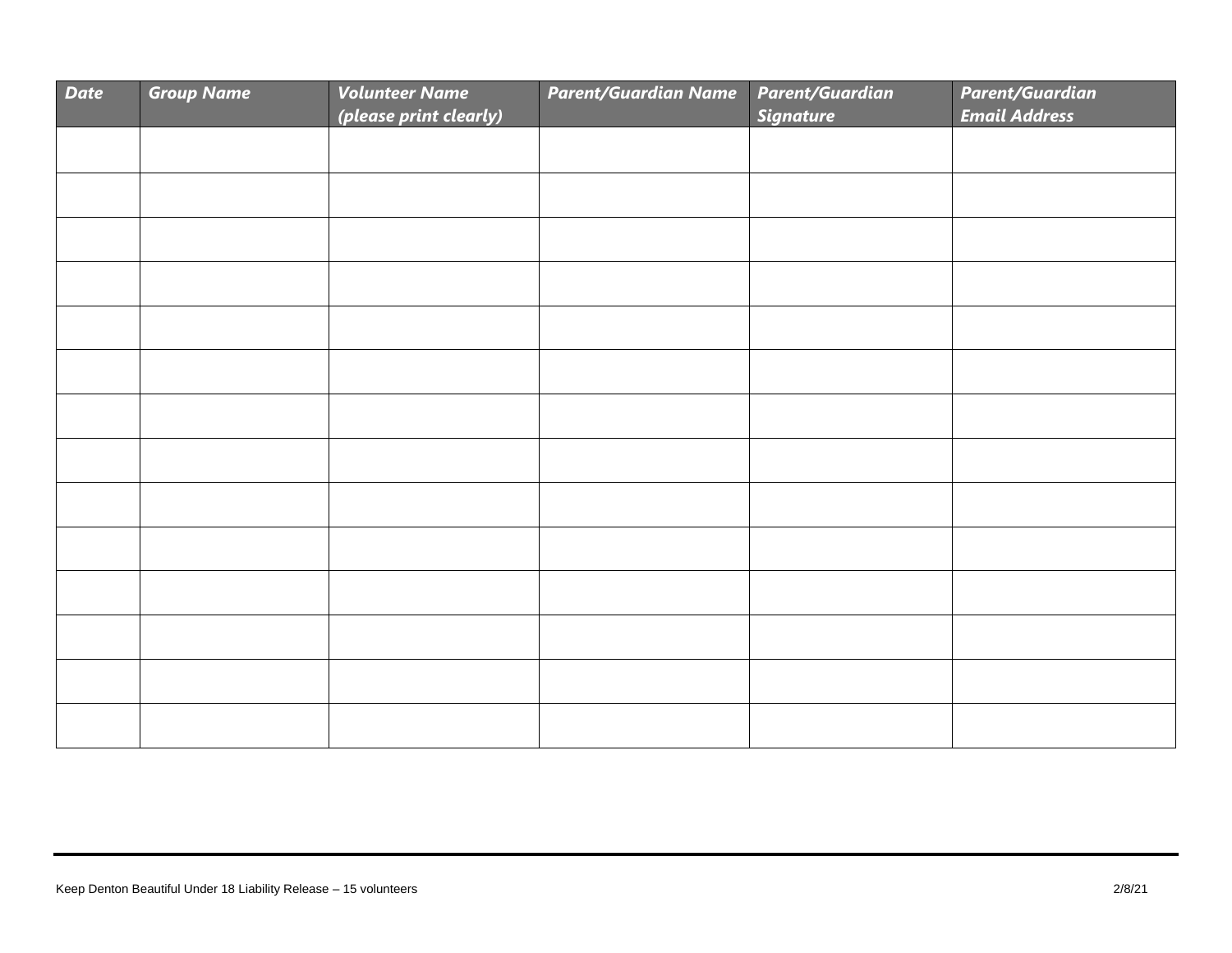| *Date* | *Group Name* | *Volunteer Name (please print clearly)* | *Parent/Guardian Name* | *Parent/Guardian Signature* | *Parent/Guardian Email Address* |
|---|---|---|---|---|---|
| | | | | | |
| | | | | | |
| | | | | | |
| | | | | | |
| | | | | | |
| | | | | | |
| | | | | | |
| | | | | | |
| | | | | | |
| | | | | | |
| | | | | | |
| | | | | | |
| | | | | | |
| | | | | | |